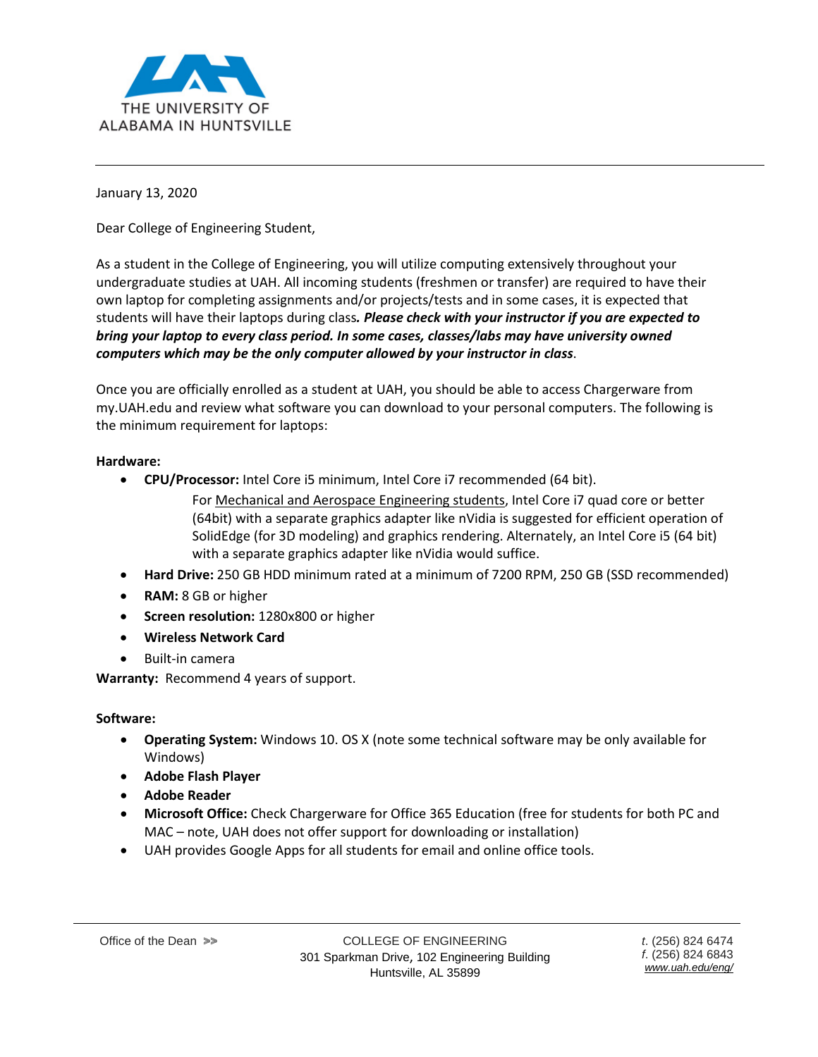THE UNIVERSITY OF ALABAMA IN HUNTSVILLE

January 13, 2020

Dear College of Engineering Student,

As a student in the College of Engineering, you will utilize computing extensively throughout your undergraduate studies at UAH. All incoming students (freshmen or transfer) are required to have their own laptop for completing assignments and/or projects/tests and in some cases, it is expected that students will have their laptops during class***. Please check with your instructor if you are expected to bring your laptop to every class period. In some cases, classes/labs may have university owned computers which may be the only computer allowed by your instructor in class***.

Once you are officially enrolled as a student at UAH, you should be able to access Chargerware from my.UAH.edu and review what software you can download to your personal computers. The following is the minimum requirement for laptops:

**Hardware:**

- **CPU/Processor:** Intel Core i5 minimum, Intel Core i7 recommended (64 bit).

  For Mechanical and Aerospace Engineering students, Intel Core i7 quad core or better (64bit) with a separate graphics adapter like nVidia is suggested for efficient operation of SolidEdge (for 3D modeling) and graphics rendering. Alternately, an Intel Core i5 (64 bit) with a separate graphics adapter like nVidia would suffice.
- **Hard Drive:** 250 GB HDD minimum rated at a minimum of 7200 RPM, 250 GB (SSD recommended)
- **RAM:** 8 GB or higher
- **Screen resolution:** 1280x800 or higher
- **Wireless Network Card**
- Built-in camera

**Warranty:** Recommend 4 years of support.

**Software:**

- **Operating System:** Windows 10. OS X (note some technical software may be only available for Windows)
- **Adobe Flash Player**
- **Adobe Reader**
- **Microsoft Office:** Check Chargerware for Office 365 Education (free for students for both PC and MAC – note, UAH does not offer support for downloading or installation)
- UAH provides Google Apps for all students for email and online office tools.

Office of the Dean >>

COLLEGE OF ENGINEERING
301 Sparkman Drive, 102 Engineering Building
Huntsville, AL 35899

*t.* (256) 824 6474
*f.* (256) 824 6843
www.uah.edu/eng/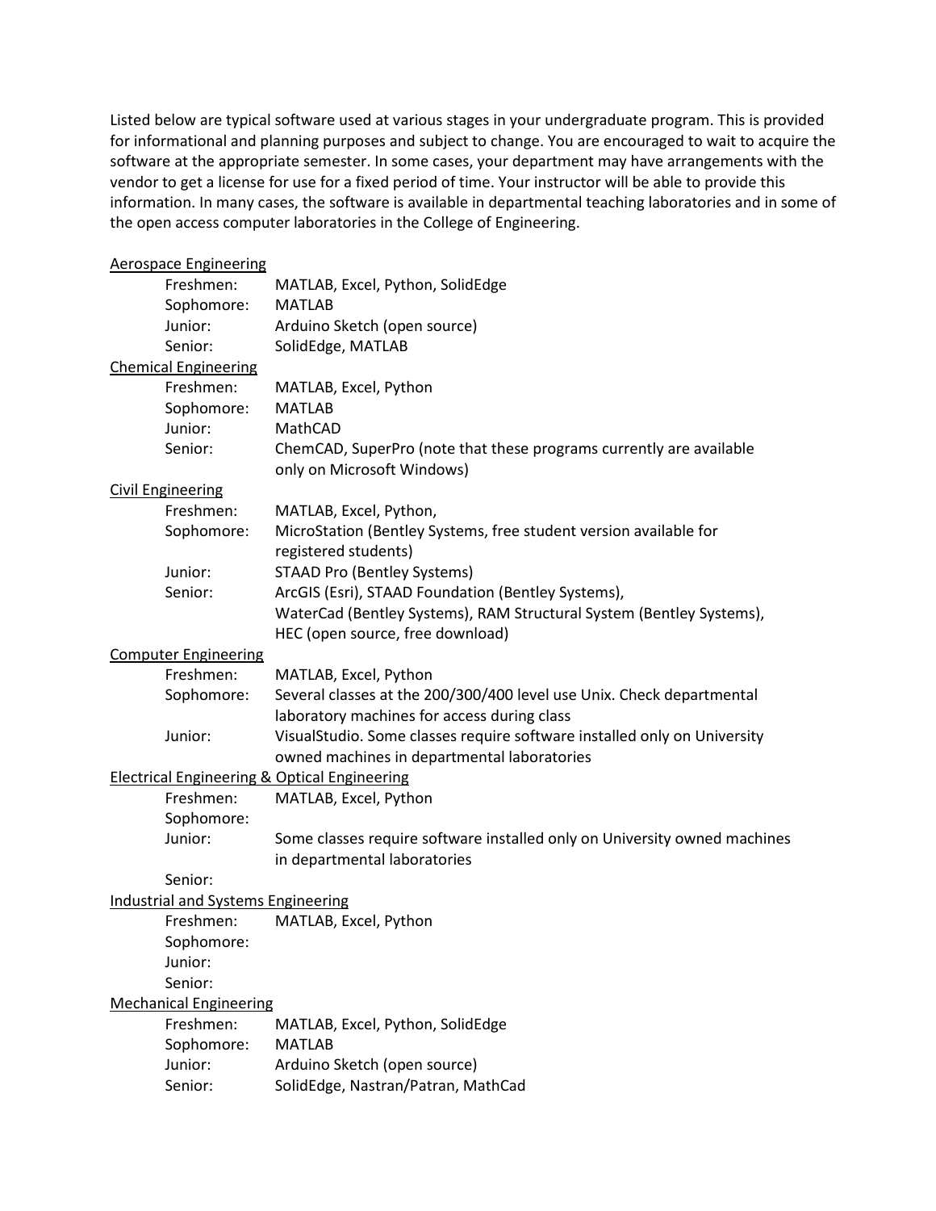Listed below are typical software used at various stages in your undergraduate program. This is provided for informational and planning purposes and subject to change. You are encouraged to wait to acquire the software at the appropriate semester. In some cases, your department may have arrangements with the vendor to get a license for use for a fixed period of time. Your instructor will be able to provide this information. In many cases, the software is available in departmental teaching laboratories and in some of the open access computer laboratories in the College of Engineering.

<u>Aerospace Engineering</u>

- Freshmen: MATLAB, Excel, Python, SolidEdge
- Sophomore: MATLAB
- Junior: Arduino Sketch (open source)
- Senior: SolidEdge, MATLAB

<u>Chemical Engineering</u>

- Freshmen: MATLAB, Excel, Python
- Sophomore: MATLAB
- Junior: MathCAD
- Senior: ChemCAD, SuperPro (note that these programs currently are available only on Microsoft Windows)

<u>Civil Engineering</u>

- Freshmen: MATLAB, Excel, Python,
- Sophomore: MicroStation (Bentley Systems, free student version available for registered students)
- Junior: STAAD Pro (Bentley Systems)
- Senior: ArcGIS (Esri), STAAD Foundation (Bentley Systems), WaterCad (Bentley Systems), RAM Structural System (Bentley Systems), HEC (open source, free download)

<u>Computer Engineering</u>

- Freshmen: MATLAB, Excel, Python
- Sophomore: Several classes at the 200/300/400 level use Unix. Check departmental laboratory machines for access during class
- Junior: VisualStudio. Some classes require software installed only on University owned machines in departmental laboratories

<u>Electrical Engineering & Optical Engineering</u>

- Freshmen: MATLAB, Excel, Python
- Sophomore:
- Junior: Some classes require software installed only on University owned machines in departmental laboratories
- Senior:

<u>Industrial and Systems Engineering</u>

- Freshmen: MATLAB, Excel, Python
- Sophomore:
- Junior:
- Senior:

<u>Mechanical Engineering</u>

- Freshmen: MATLAB, Excel, Python, SolidEdge
- Sophomore: MATLAB
- Junior: Arduino Sketch (open source)
- Senior: SolidEdge, Nastran/Patran, MathCad